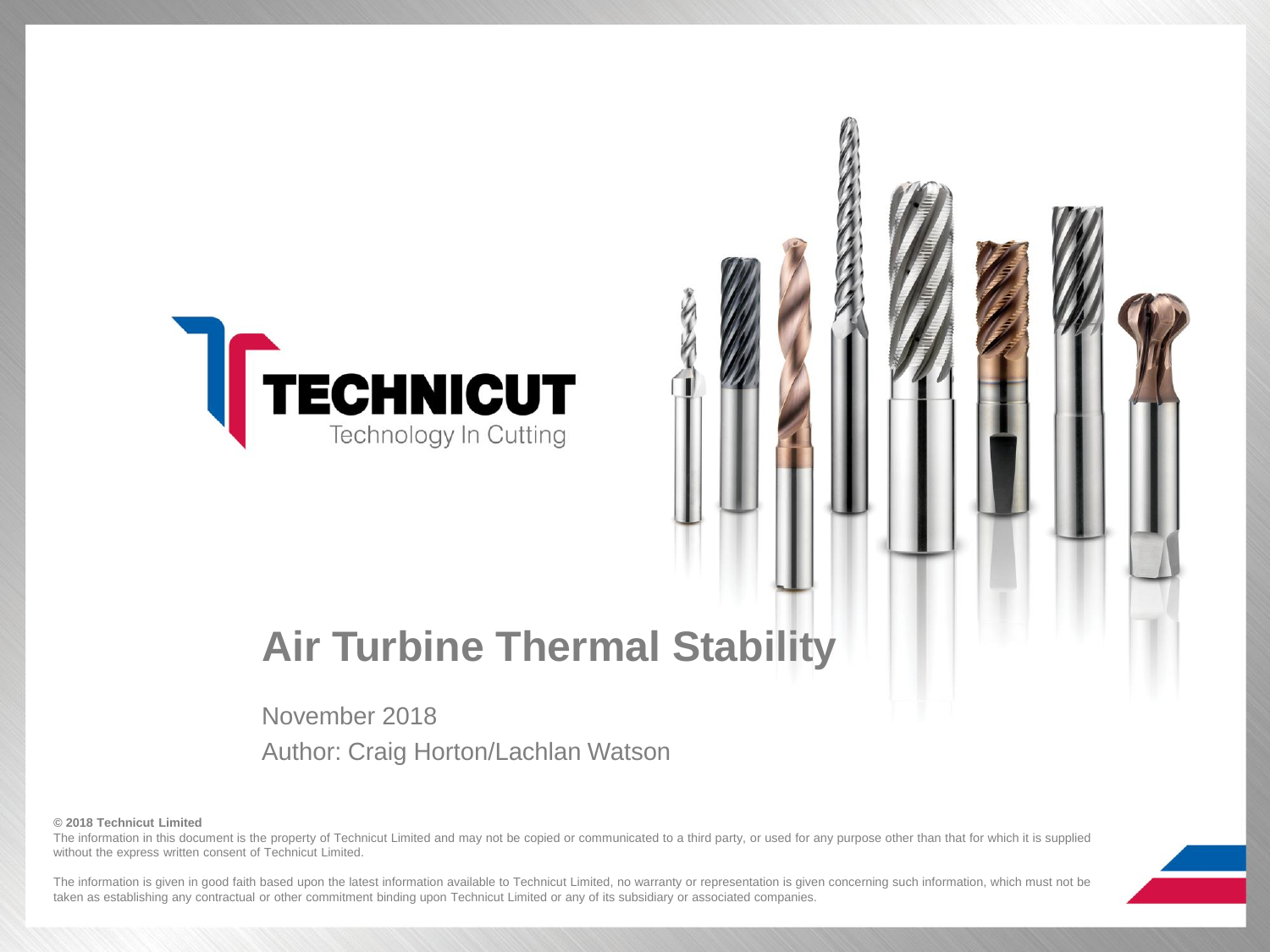TECHNICUT

Technology In Cutting

# Air Turbine Thermal Stability

November 2018

Author: Craig Horton/Lachlan Watson

**© 2018 Technicut Limited**

The information in this document is the property of Technicut Limited and may not be copied or communicated to a third party, or used for any purpose other than that for which it is supplied without the express written consent of Technicut Limited.

The information is given in good faith based upon the latest information available to Technicut Limited, no warranty or representation is given concerning such information, which must not be taken as establishing any contractual or other commitment binding upon Technicut Limited or any of its subsidiary or associated companies.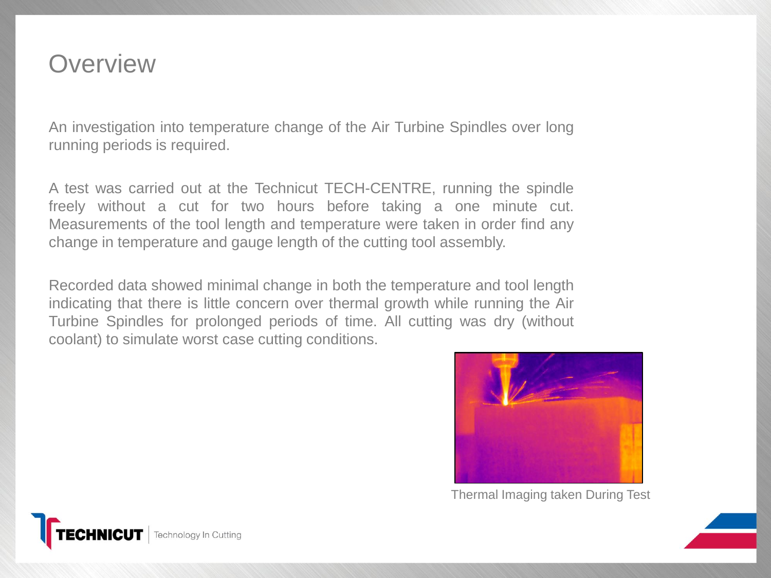# Overview

An investigation into temperature change of the Air Turbine Spindles over long running periods is required.

A test was carried out at the Technicut TECH-CENTRE, running the spindle freely without a cut for two hours before taking a one minute cut. Measurements of the tool length and temperature were taken in order find any change in temperature and gauge length of the cutting tool assembly.

Recorded data showed minimal change in both the temperature and tool length indicating that there is little concern over thermal growth while running the Air Turbine Spindles for prolonged periods of time. All cutting was dry (without coolant) to simulate worst case cutting conditions.

Thermal Imaging taken During Test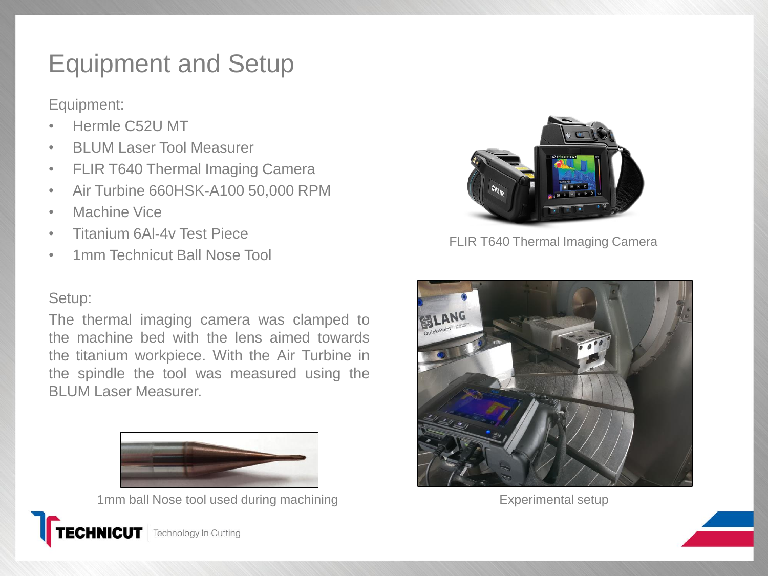# Equipment and Setup

Equipment:

- Hermle C52U MT
- BLUM Laser Tool Measurer
- FLIR T640 Thermal Imaging Camera
- Air Turbine 660HSK-A100 50,000 RPM
- Machine Vice
- Titanium 6Al-4v Test Piece
- 1mm Technicut Ball Nose Tool

FLIR T640 Thermal Imaging Camera

Setup:

The thermal imaging camera was clamped to the machine bed with the lens aimed towards the titanium workpiece. With the Air Turbine in the spindle the tool was measured using the BLUM Laser Measurer.

1mm ball Nose tool used during machining

Experimental setup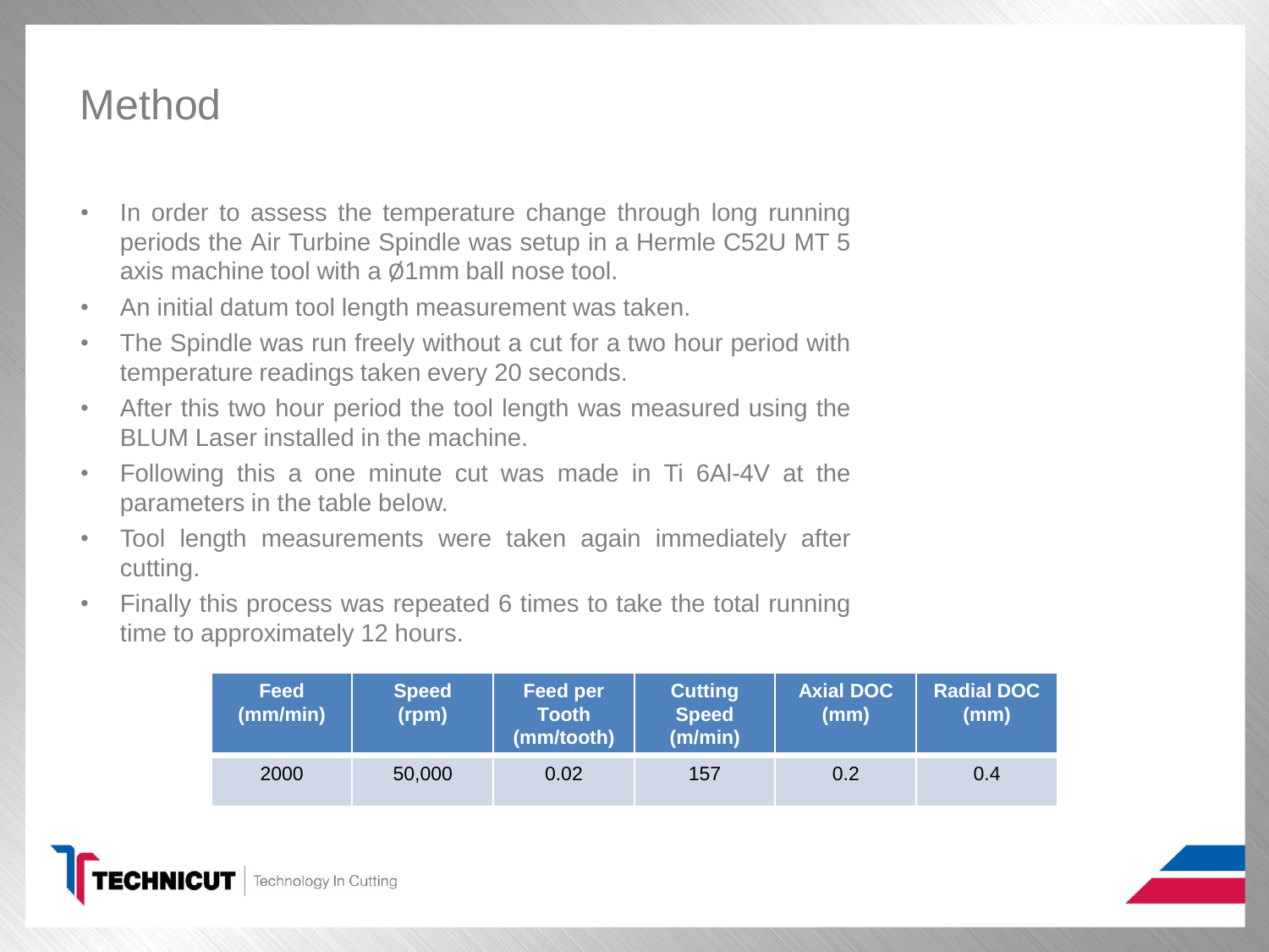# Method

- In order to assess the temperature change through long running periods the Air Turbine Spindle was setup in a Hermle C52U MT 5 axis machine tool with a Ø1mm ball nose tool.
- An initial datum tool length measurement was taken.
- The Spindle was run freely without a cut for a two hour period with temperature readings taken every 20 seconds.
- After this two hour period the tool length was measured using the BLUM Laser installed in the machine.
- Following this a one minute cut was made in Ti 6Al-4V at the parameters in the table below.
- Tool length measurements were taken again immediately after cutting.
- Finally this process was repeated 6 times to take the total running time to approximately 12 hours.

| Feed (mm/min) | Speed (rpm) | Feed per Tooth (mm/tooth) | Cutting Speed (m/min) | Axial DOC (mm) | Radial DOC (mm) |
|---|---|---|---|---|---|
| 2000 | 50,000 | 0.02 | 157 | 0.2 | 0.4 |

TECHNICUT | Technology In Cutting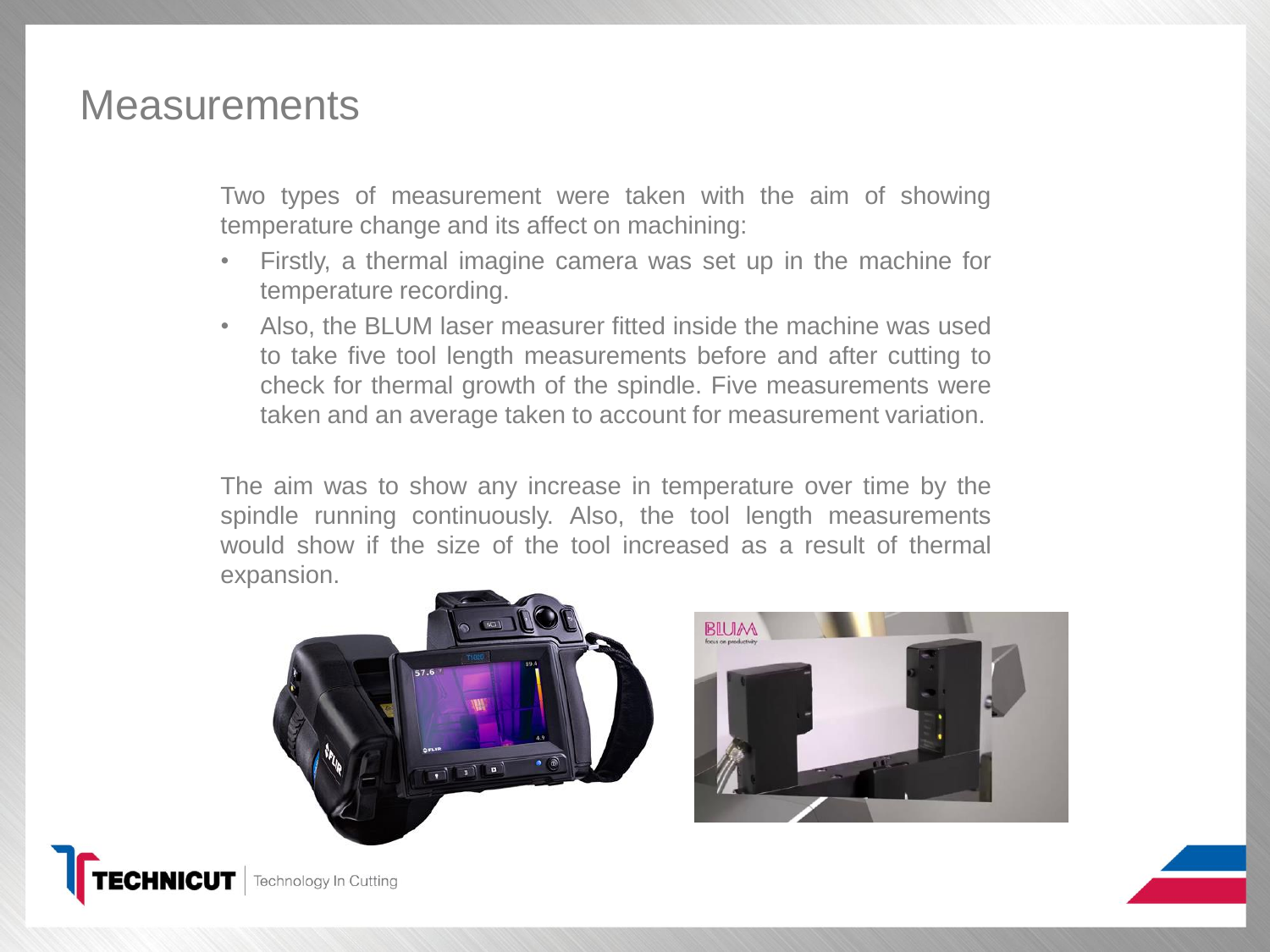# Measurements

Two types of measurement were taken with the aim of showing temperature change and its affect on machining:

- Firstly, a thermal imagine camera was set up in the machine for temperature recording.
- Also, the BLUM laser measurer fitted inside the machine was used to take five tool length measurements before and after cutting to check for thermal growth of the spindle. Five measurements were taken and an average taken to account for measurement variation.

The aim was to show any increase in temperature over time by the spindle running continuously. Also, the tool length measurements would show if the size of the tool increased as a result of thermal expansion.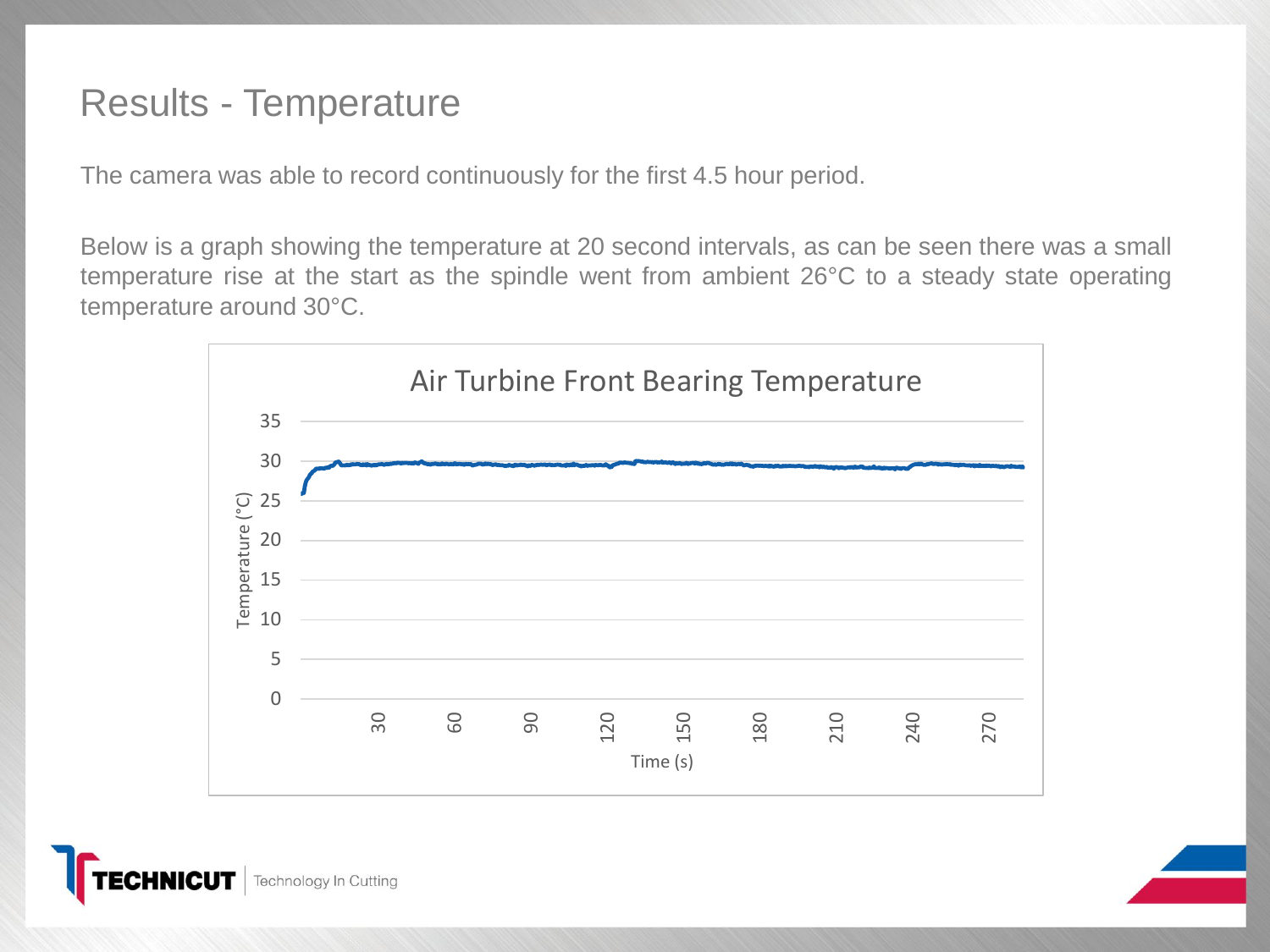# Results - Temperature

The camera was able to record continuously for the first 4.5 hour period.

Below is a graph showing the temperature at 20 second intervals, as can be seen there was a small temperature rise at the start as the spindle went from ambient 26°C to a steady state operating temperature around 30°C.

Air Turbine Front Bearing Temperature

Temperature (°C)

Time (s)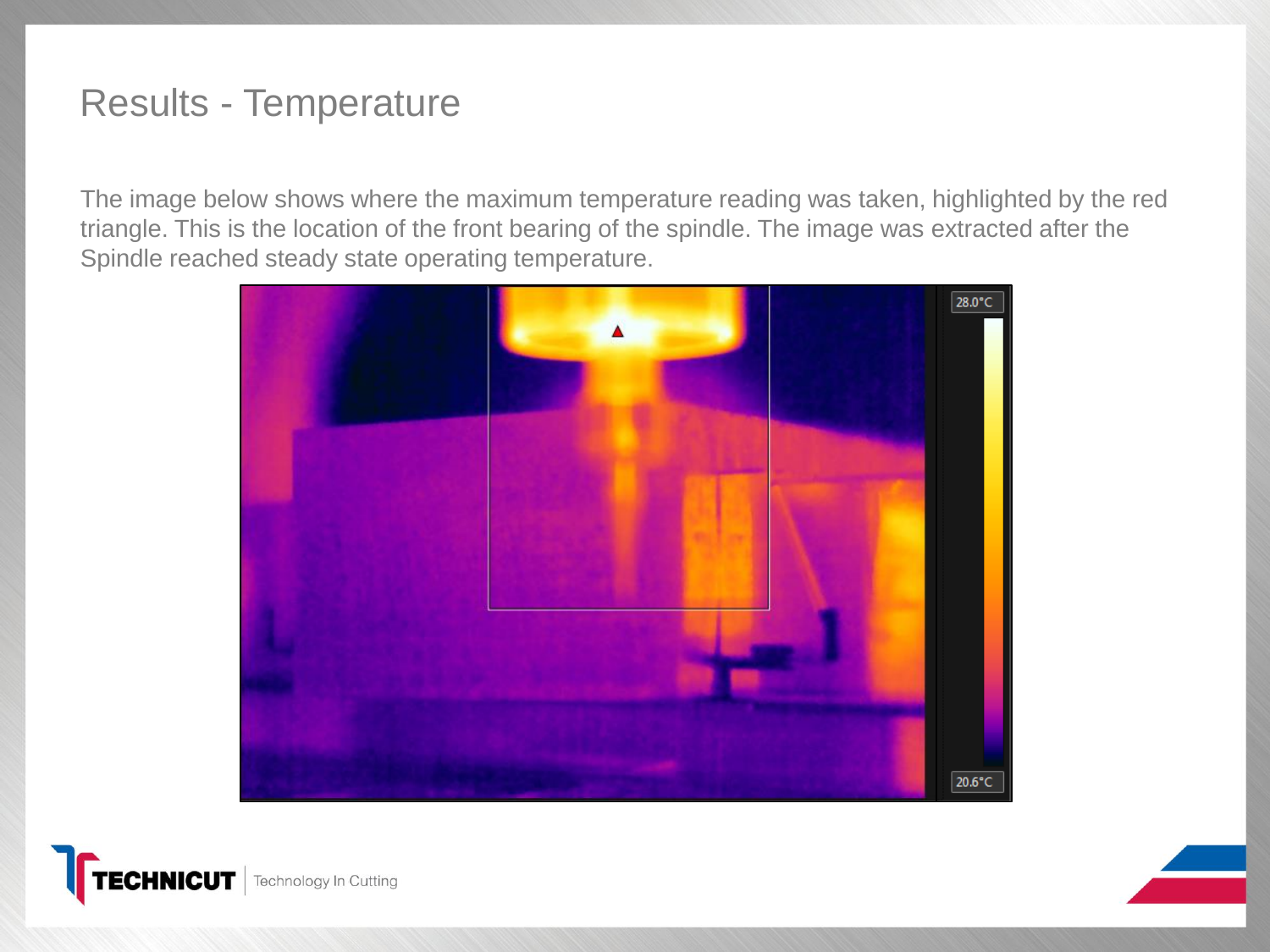# Results - Temperature

The image below shows where the maximum temperature reading was taken, highlighted by the red triangle. This is the location of the front bearing of the spindle. The image was extracted after the Spindle reached steady state operating temperature.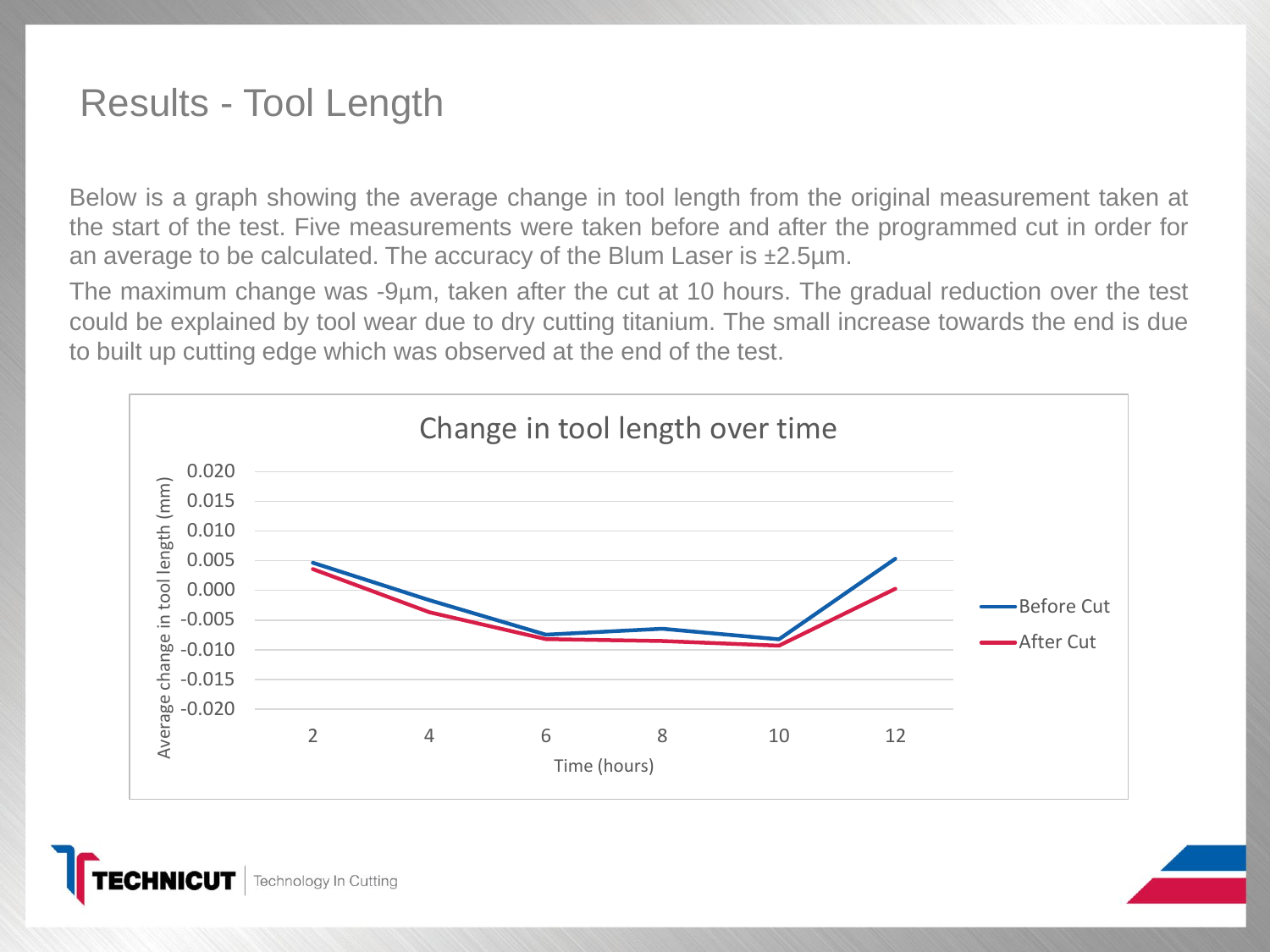# Results - Tool Length

Below is a graph showing the average change in tool length from the original measurement taken at the start of the test. Five measurements were taken before and after the programmed cut in order for an average to be calculated. The accuracy of the Blum Laser is ±2.5µm.

The maximum change was -9µm, taken after the cut at 10 hours. The gradual reduction over the test could be explained by tool wear due to dry cutting titanium. The small increase towards the end is due to built up cutting edge which was observed at the end of the test.

Change in tool length over time

Average change in tool length (mm)

0.020, 0.015, 0.010, 0.005, 0.000, -0.005, -0.010, -0.015, -0.020

Time (hours): 2, 4, 6, 8, 10, 12

Before Cut

After Cut

TECHNICUT | Technology In Cutting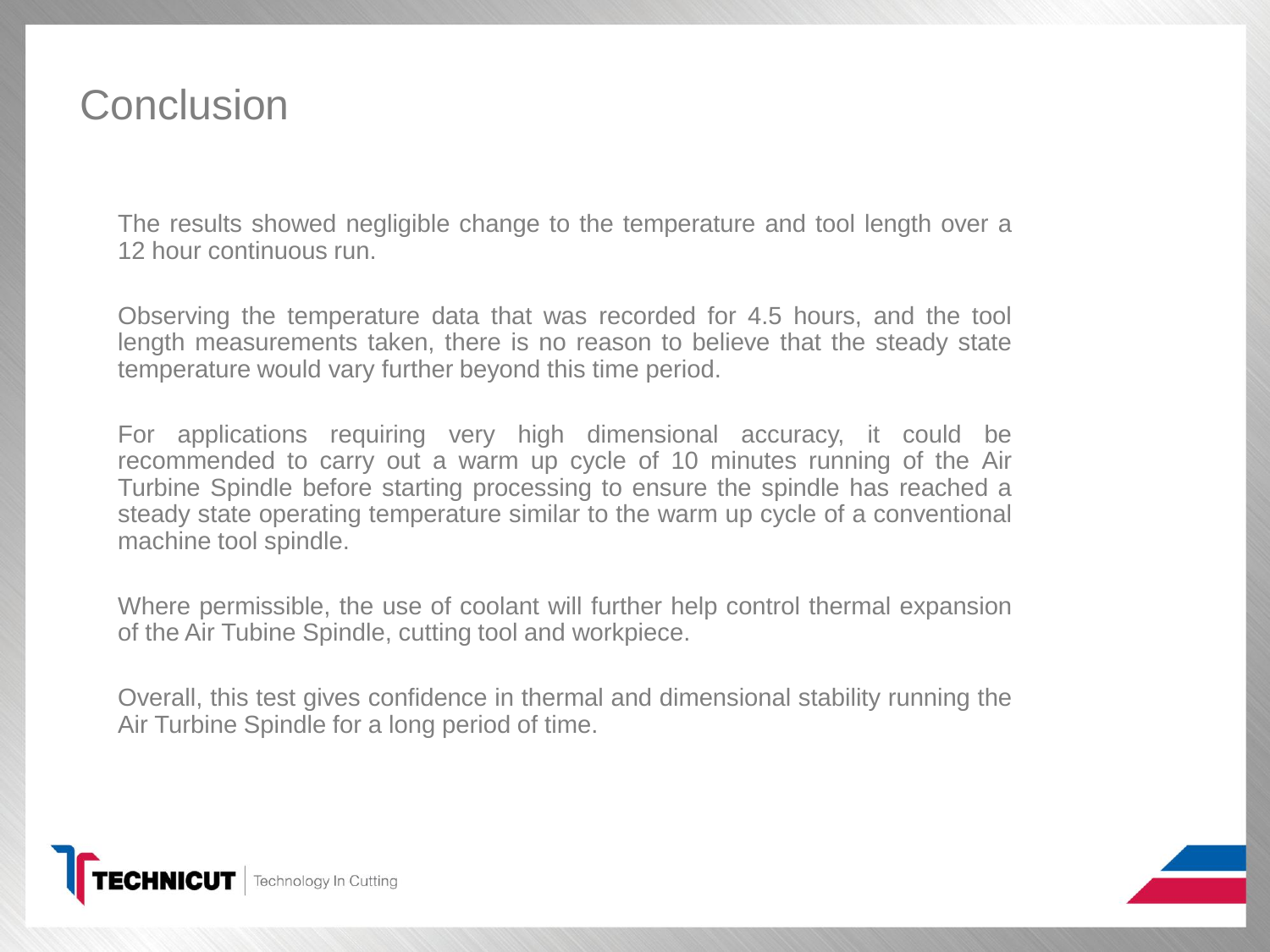# Conclusion

The results showed negligible change to the temperature and tool length over a 12 hour continuous run.

Observing the temperature data that was recorded for 4.5 hours, and the tool length measurements taken, there is no reason to believe that the steady state temperature would vary further beyond this time period.

For applications requiring very high dimensional accuracy, it could be recommended to carry out a warm up cycle of 10 minutes running of the Air Turbine Spindle before starting processing to ensure the spindle has reached a steady state operating temperature similar to the warm up cycle of a conventional machine tool spindle.

Where permissible, the use of coolant will further help control thermal expansion of the Air Tubine Spindle, cutting tool and workpiece.

Overall, this test gives confidence in thermal and dimensional stability running the Air Turbine Spindle for a long period of time.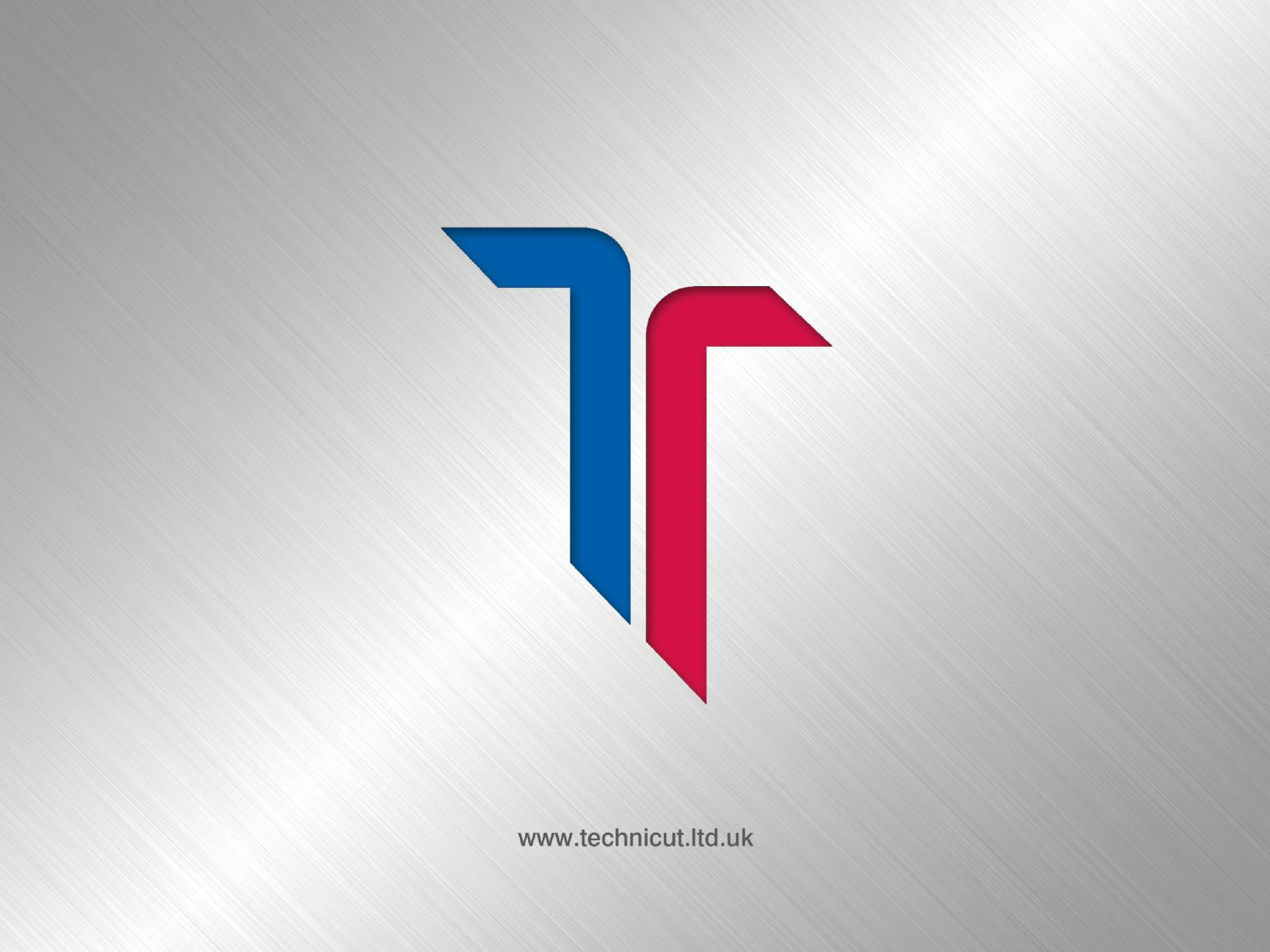www.technicut.ltd.uk